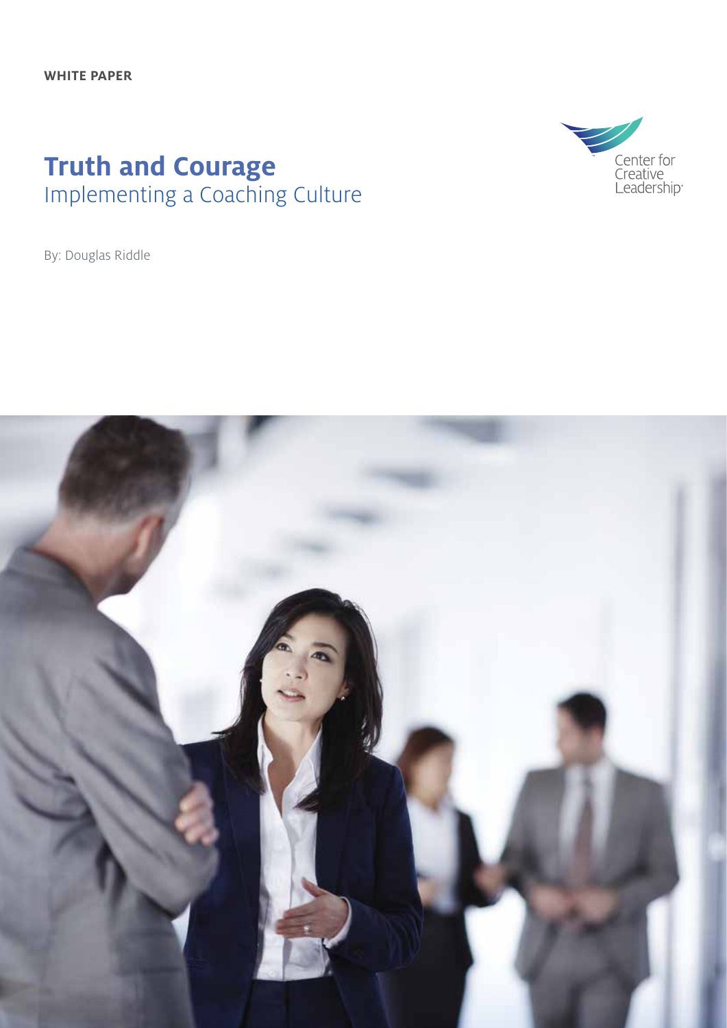**WHITE PAPER**

# Truth and Courage

## Implementing a Coaching Culture

Center for Creative Leadership

By: Douglas Riddle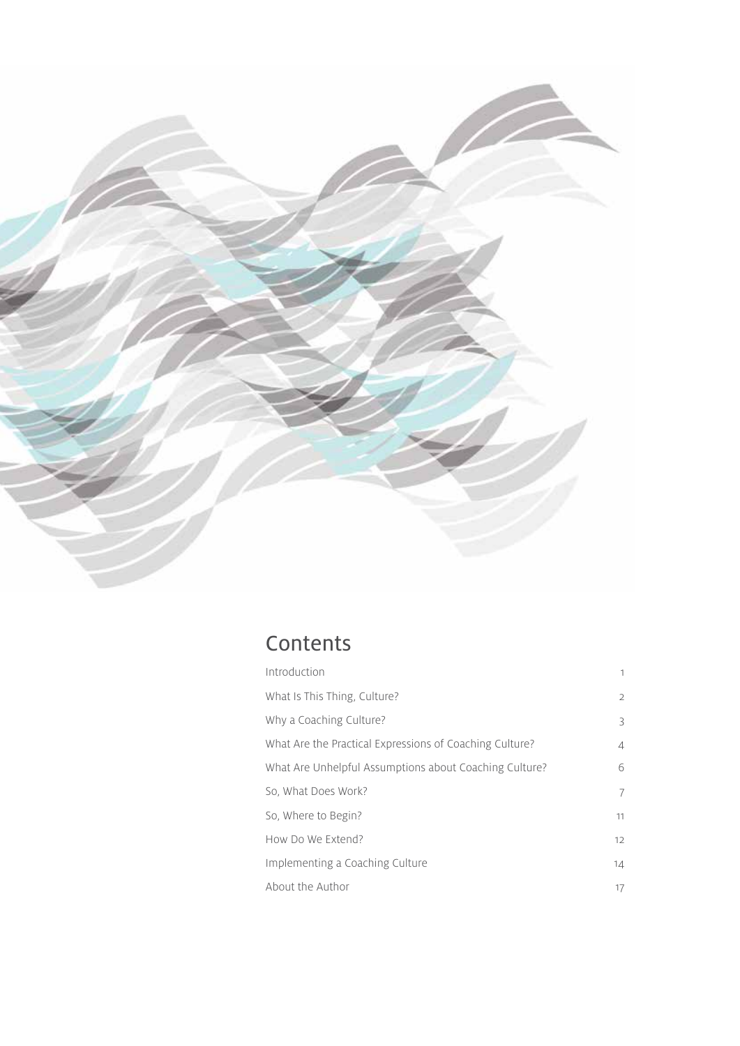# Contents

| | |
|---|---|
| Introduction | 1 |
| What Is This Thing, Culture? | 2 |
| Why a Coaching Culture? | 3 |
| What Are the Practical Expressions of Coaching Culture? | 4 |
| What Are Unhelpful Assumptions about Coaching Culture? | 6 |
| So, What Does Work? | 7 |
| So, Where to Begin? | 11 |
| How Do We Extend? | 12 |
| Implementing a Coaching Culture | 14 |
| About the Author | 17 |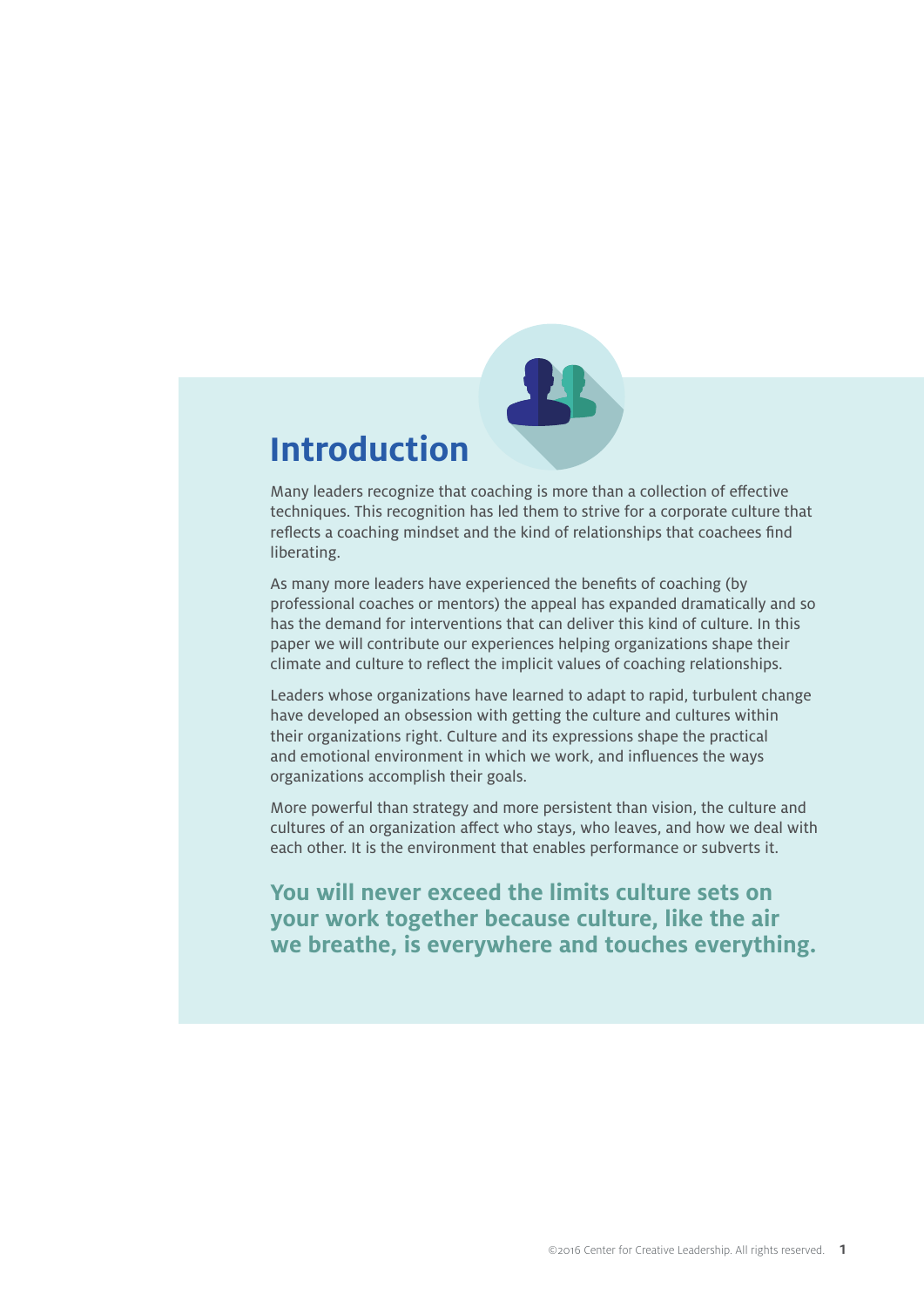# Introduction

Many leaders recognize that coaching is more than a collection of effective techniques. This recognition has led them to strive for a corporate culture that reflects a coaching mindset and the kind of relationships that coachees find liberating.

As many more leaders have experienced the benefits of coaching (by professional coaches or mentors) the appeal has expanded dramatically and so has the demand for interventions that can deliver this kind of culture. In this paper we will contribute our experiences helping organizations shape their climate and culture to reflect the implicit values of coaching relationships.

Leaders whose organizations have learned to adapt to rapid, turbulent change have developed an obsession with getting the culture and cultures within their organizations right. Culture and its expressions shape the practical and emotional environment in which we work, and influences the ways organizations accomplish their goals.

More powerful than strategy and more persistent than vision, the culture and cultures of an organization affect who stays, who leaves, and how we deal with each other. It is the environment that enables performance or subverts it.

**You will never exceed the limits culture sets on your work together because culture, like the air we breathe, is everywhere and touches everything.**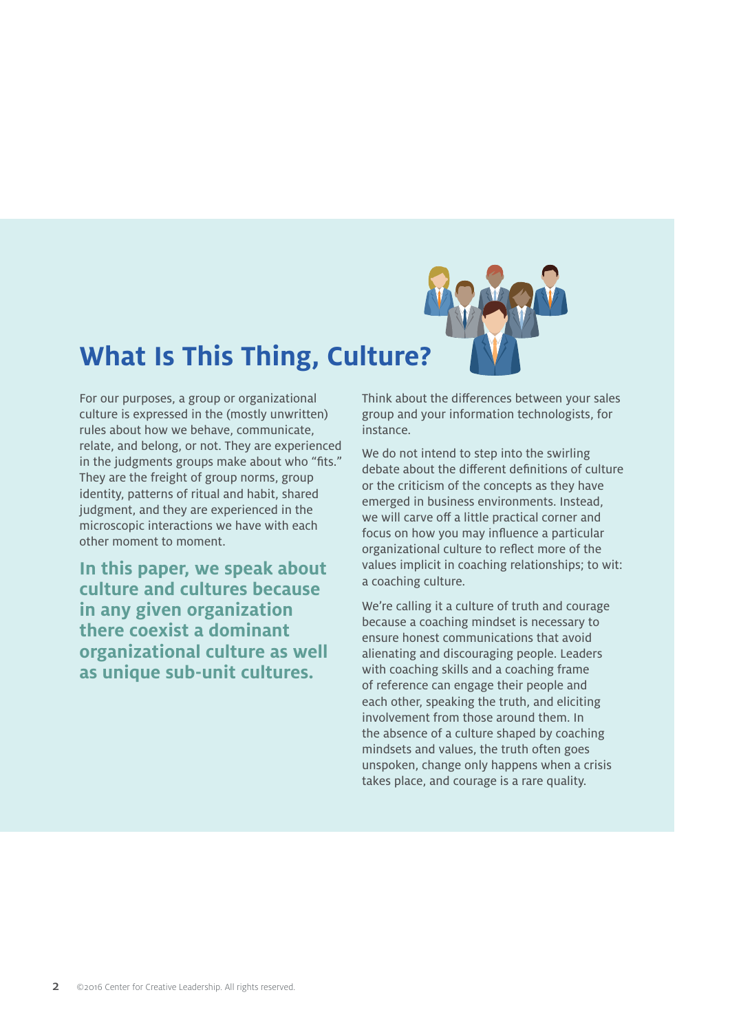## What Is This Thing, Culture?

For our purposes, a group or organizational culture is expressed in the (mostly unwritten) rules about how we behave, communicate, relate, and belong, or not. They are experienced in the judgments groups make about who "fits." They are the freight of group norms, group identity, patterns of ritual and habit, shared judgment, and they are experienced in the microscopic interactions we have with each other moment to moment.

**In this paper, we speak about culture and cultures because in any given organization there coexist a dominant organizational culture as well as unique sub-unit cultures.**

Think about the differences between your sales group and your information technologists, for instance.

We do not intend to step into the swirling debate about the different definitions of culture or the criticism of the concepts as they have emerged in business environments. Instead, we will carve off a little practical corner and focus on how you may influence a particular organizational culture to reflect more of the values implicit in coaching relationships; to wit: a coaching culture.

We're calling it a culture of truth and courage because a coaching mindset is necessary to ensure honest communications that avoid alienating and discouraging people. Leaders with coaching skills and a coaching frame of reference can engage their people and each other, speaking the truth, and eliciting involvement from those around them. In the absence of a culture shaped by coaching mindsets and values, the truth often goes unspoken, change only happens when a crisis takes place, and courage is a rare quality.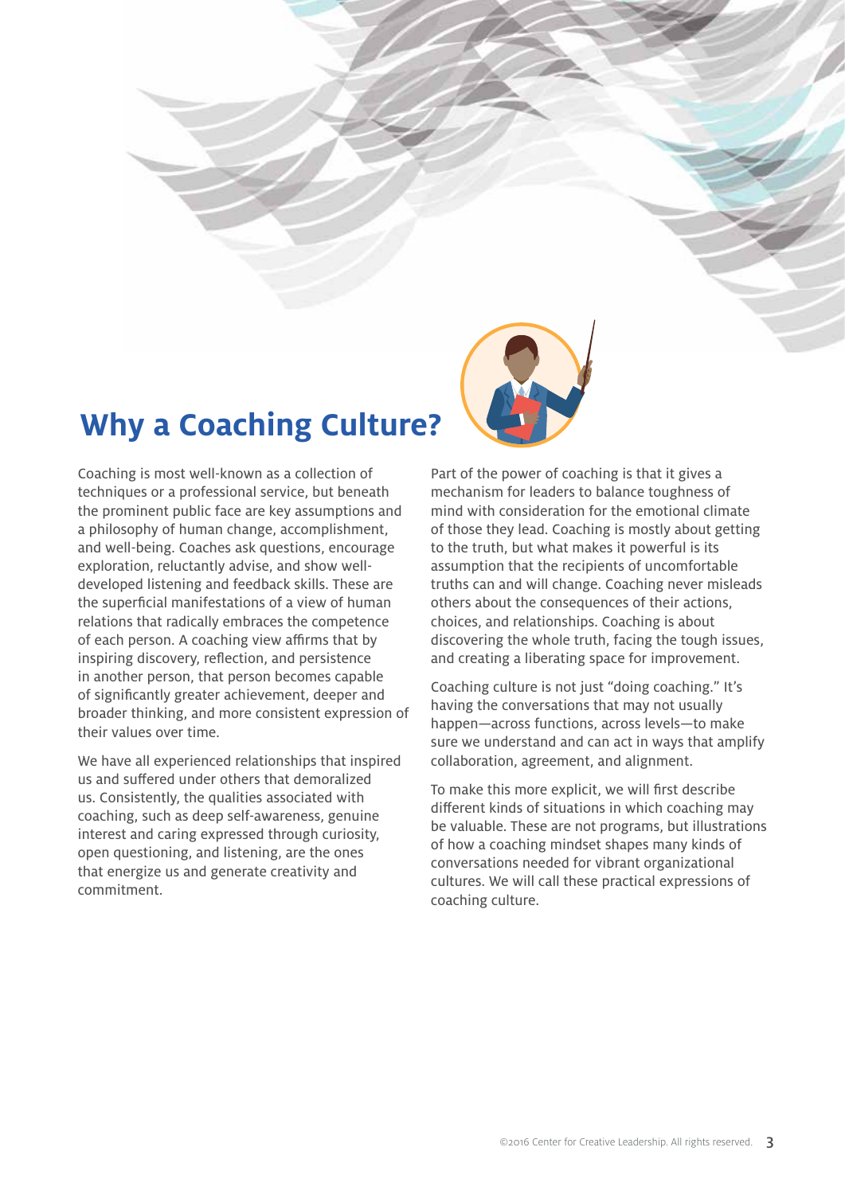# Why a Coaching Culture?

Coaching is most well-known as a collection of techniques or a professional service, but beneath the prominent public face are key assumptions and a philosophy of human change, accomplishment, and well-being. Coaches ask questions, encourage exploration, reluctantly advise, and show well-developed listening and feedback skills. These are the superficial manifestations of a view of human relations that radically embraces the competence of each person. A coaching view affirms that by inspiring discovery, reflection, and persistence in another person, that person becomes capable of significantly greater achievement, deeper and broader thinking, and more consistent expression of their values over time.

We have all experienced relationships that inspired us and suffered under others that demoralized us. Consistently, the qualities associated with coaching, such as deep self-awareness, genuine interest and caring expressed through curiosity, open questioning, and listening, are the ones that energize us and generate creativity and commitment.

Part of the power of coaching is that it gives a mechanism for leaders to balance toughness of mind with consideration for the emotional climate of those they lead. Coaching is mostly about getting to the truth, but what makes it powerful is its assumption that the recipients of uncomfortable truths can and will change. Coaching never misleads others about the consequences of their actions, choices, and relationships. Coaching is about discovering the whole truth, facing the tough issues, and creating a liberating space for improvement.

Coaching culture is not just "doing coaching." It's having the conversations that may not usually happen—across functions, across levels—to make sure we understand and can act in ways that amplify collaboration, agreement, and alignment.

To make this more explicit, we will first describe different kinds of situations in which coaching may be valuable. These are not programs, but illustrations of how a coaching mindset shapes many kinds of conversations needed for vibrant organizational cultures. We will call these practical expressions of coaching culture.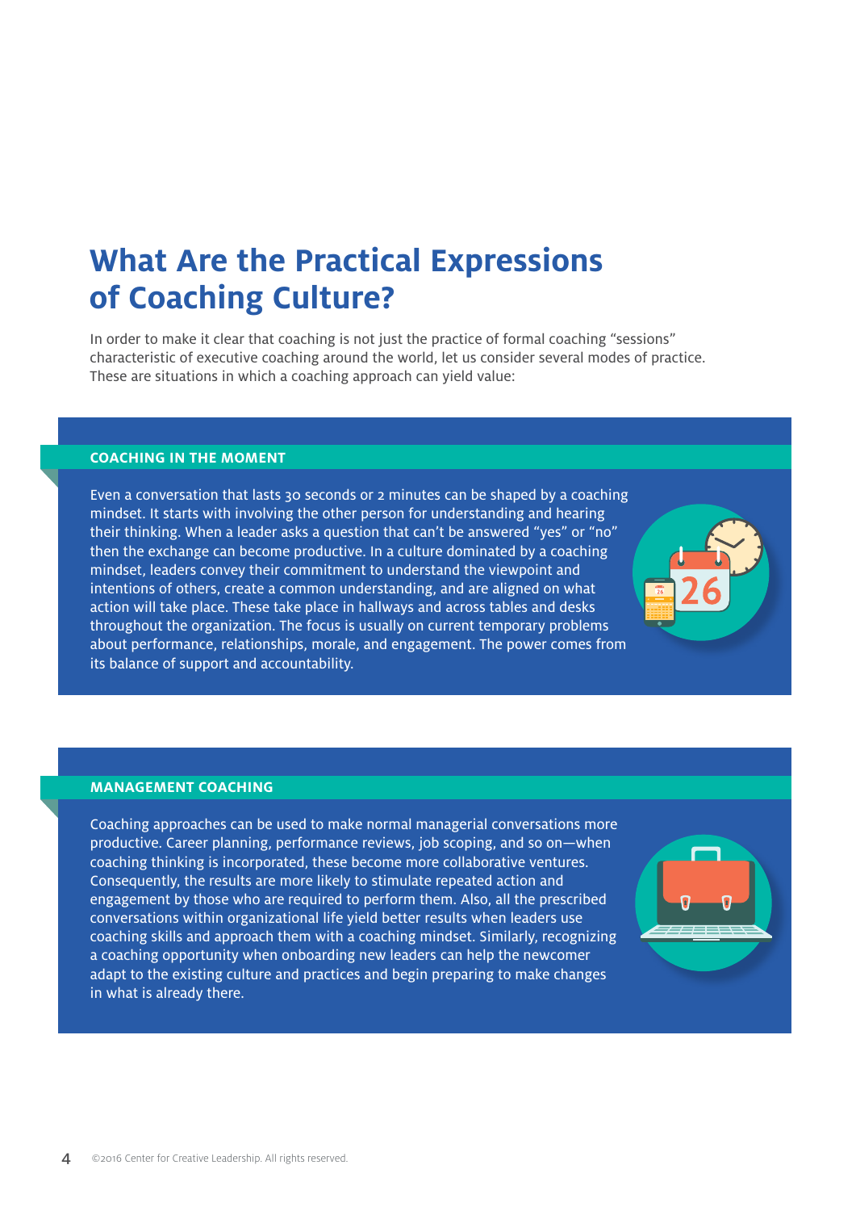# What Are the Practical Expressions of Coaching Culture?

In order to make it clear that coaching is not just the practice of formal coaching “sessions” characteristic of executive coaching around the world, let us consider several modes of practice. These are situations in which a coaching approach can yield value:

### COACHING IN THE MOMENT

Even a conversation that lasts 30 seconds or 2 minutes can be shaped by a coaching mindset. It starts with involving the other person for understanding and hearing their thinking. When a leader asks a question that can’t be answered “yes” or “no” then the exchange can become productive. In a culture dominated by a coaching mindset, leaders convey their commitment to understand the viewpoint and intentions of others, create a common understanding, and are aligned on what action will take place. These take place in hallways and across tables and desks throughout the organization. The focus is usually on current temporary problems about performance, relationships, morale, and engagement. The power comes from its balance of support and accountability.

### MANAGEMENT COACHING

Coaching approaches can be used to make normal managerial conversations more productive. Career planning, performance reviews, job scoping, and so on—when coaching thinking is incorporated, these become more collaborative ventures. Consequently, the results are more likely to stimulate repeated action and engagement by those who are required to perform them. Also, all the prescribed conversations within organizational life yield better results when leaders use coaching skills and approach them with a coaching mindset. Similarly, recognizing a coaching opportunity when onboarding new leaders can help the newcomer adapt to the existing culture and practices and begin preparing to make changes in what is already there.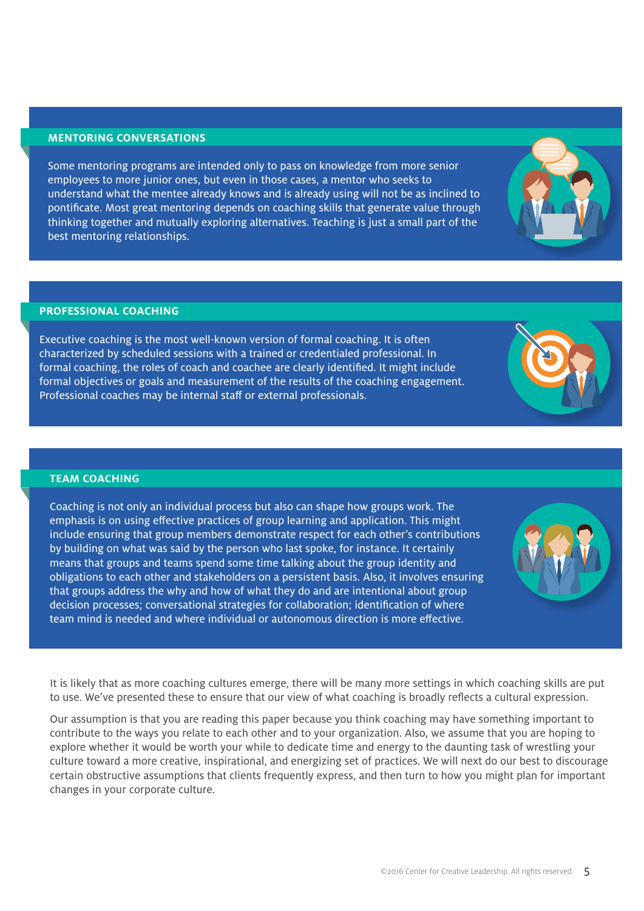### MENTORING CONVERSATIONS

Some mentoring programs are intended only to pass on knowledge from more senior employees to more junior ones, but even in those cases, a mentor who seeks to understand what the mentee already knows and is already using will not be as inclined to pontificate. Most great mentoring depends on coaching skills that generate value through thinking together and mutually exploring alternatives. Teaching is just a small part of the best mentoring relationships.

### PROFESSIONAL COACHING

Executive coaching is the most well-known version of formal coaching. It is often characterized by scheduled sessions with a trained or credentialed professional. In formal coaching, the roles of coach and coachee are clearly identified. It might include formal objectives or goals and measurement of the results of the coaching engagement. Professional coaches may be internal staff or external professionals.

### TEAM COACHING

Coaching is not only an individual process but also can shape how groups work. The emphasis is on using effective practices of group learning and application. This might include ensuring that group members demonstrate respect for each other's contributions by building on what was said by the person who last spoke, for instance. It certainly means that groups and teams spend some time talking about the group identity and obligations to each other and stakeholders on a persistent basis. Also, it involves ensuring that groups address the why and how of what they do and are intentional about group decision processes; conversational strategies for collaboration; identification of where team mind is needed and where individual or autonomous direction is more effective.

It is likely that as more coaching cultures emerge, there will be many more settings in which coaching skills are put to use. We've presented these to ensure that our view of what coaching is broadly reflects a cultural expression.

Our assumption is that you are reading this paper because you think coaching may have something important to contribute to the ways you relate to each other and to your organization. Also, we assume that you are hoping to explore whether it would be worth your while to dedicate time and energy to the daunting task of wrestling your culture toward a more creative, inspirational, and energizing set of practices. We will next do our best to discourage certain obstructive assumptions that clients frequently express, and then turn to how you might plan for important changes in your corporate culture.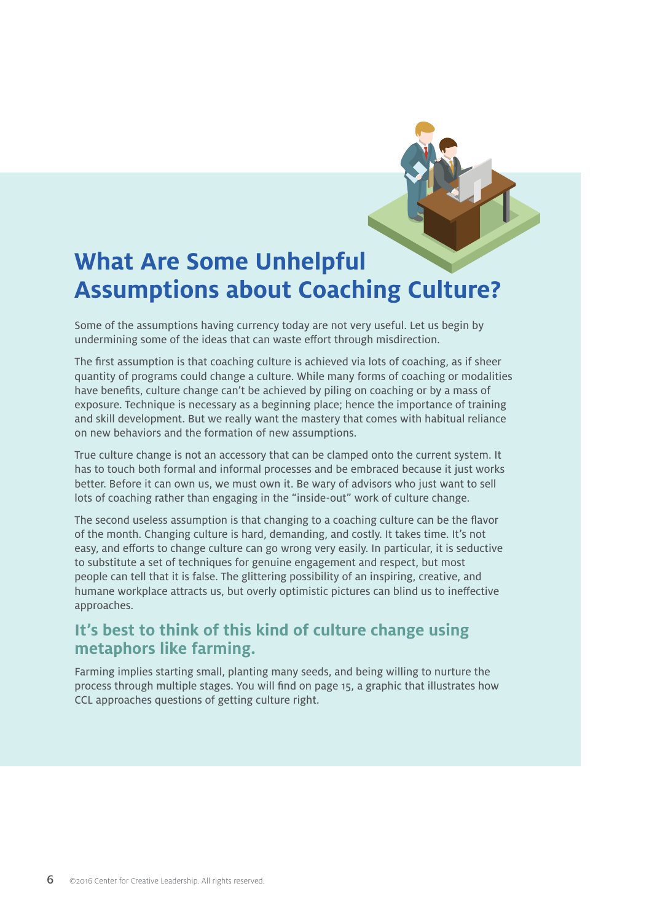# What Are Some Unhelpful Assumptions about Coaching Culture?

Some of the assumptions having currency today are not very useful. Let us begin by undermining some of the ideas that can waste effort through misdirection.

The first assumption is that coaching culture is achieved via lots of coaching, as if sheer quantity of programs could change a culture. While many forms of coaching or modalities have benefits, culture change can't be achieved by piling on coaching or by a mass of exposure. Technique is necessary as a beginning place; hence the importance of training and skill development. But we really want the mastery that comes with habitual reliance on new behaviors and the formation of new assumptions.

True culture change is not an accessory that can be clamped onto the current system. It has to touch both formal and informal processes and be embraced because it just works better. Before it can own us, we must own it. Be wary of advisors who just want to sell lots of coaching rather than engaging in the "inside-out" work of culture change.

The second useless assumption is that changing to a coaching culture can be the flavor of the month. Changing culture is hard, demanding, and costly. It takes time. It's not easy, and efforts to change culture can go wrong very easily. In particular, it is seductive to substitute a set of techniques for genuine engagement and respect, but most people can tell that it is false. The glittering possibility of an inspiring, creative, and humane workplace attracts us, but overly optimistic pictures can blind us to ineffective approaches.

## It's best to think of this kind of culture change using metaphors like farming.

Farming implies starting small, planting many seeds, and being willing to nurture the process through multiple stages. You will find on page 15, a graphic that illustrates how CCL approaches questions of getting culture right.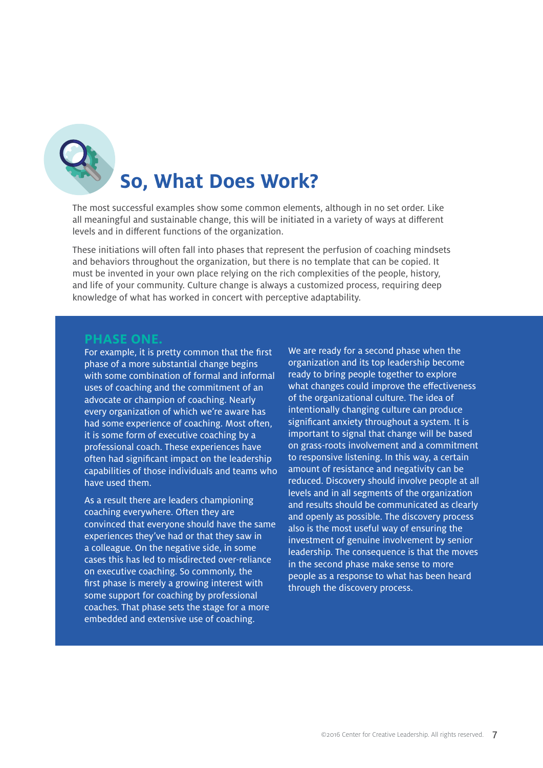# So, What Does Work?

The most successful examples show some common elements, although in no set order. Like all meaningful and sustainable change, this will be initiated in a variety of ways at different levels and in different functions of the organization.

These initiations will often fall into phases that represent the perfusion of coaching mindsets and behaviors throughout the organization, but there is no template that can be copied. It must be invented in your own place relying on the rich complexities of the people, history, and life of your community. Culture change is always a customized process, requiring deep knowledge of what has worked in concert with perceptive adaptability.

## PHASE ONE.

For example, it is pretty common that the first phase of a more substantial change begins with some combination of formal and informal uses of coaching and the commitment of an advocate or champion of coaching. Nearly every organization of which we're aware has had some experience of coaching. Most often, it is some form of executive coaching by a professional coach. These experiences have often had significant impact on the leadership capabilities of those individuals and teams who have used them.

As a result there are leaders championing coaching everywhere. Often they are convinced that everyone should have the same experiences they've had or that they saw in a colleague. On the negative side, in some cases this has led to misdirected over-reliance on executive coaching. So commonly, the first phase is merely a growing interest with some support for coaching by professional coaches. That phase sets the stage for a more embedded and extensive use of coaching.

We are ready for a second phase when the organization and its top leadership become ready to bring people together to explore what changes could improve the effectiveness of the organizational culture. The idea of intentionally changing culture can produce significant anxiety throughout a system. It is important to signal that change will be based on grass-roots involvement and a commitment to responsive listening. In this way, a certain amount of resistance and negativity can be reduced. Discovery should involve people at all levels and in all segments of the organization and results should be communicated as clearly and openly as possible. The discovery process also is the most useful way of ensuring the investment of genuine involvement by senior leadership. The consequence is that the moves in the second phase make sense to more people as a response to what has been heard through the discovery process.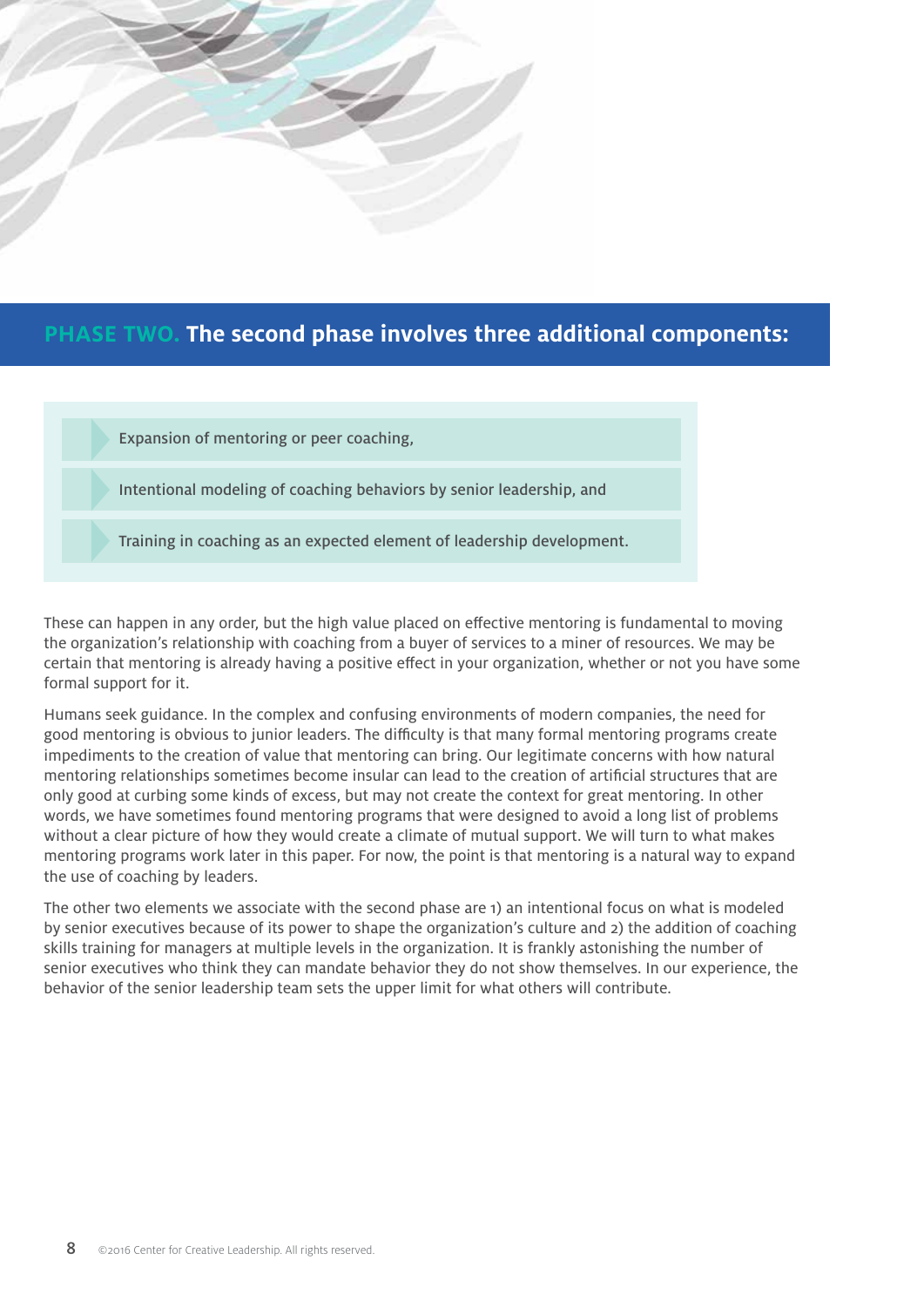## PHASE TWO. The second phase involves three additional components:

- Expansion of mentoring or peer coaching,
- Intentional modeling of coaching behaviors by senior leadership, and
- Training in coaching as an expected element of leadership development.

These can happen in any order, but the high value placed on effective mentoring is fundamental to moving the organization's relationship with coaching from a buyer of services to a miner of resources. We may be certain that mentoring is already having a positive effect in your organization, whether or not you have some formal support for it.

Humans seek guidance. In the complex and confusing environments of modern companies, the need for good mentoring is obvious to junior leaders. The difficulty is that many formal mentoring programs create impediments to the creation of value that mentoring can bring. Our legitimate concerns with how natural mentoring relationships sometimes become insular can lead to the creation of artificial structures that are only good at curbing some kinds of excess, but may not create the context for great mentoring. In other words, we have sometimes found mentoring programs that were designed to avoid a long list of problems without a clear picture of how they would create a climate of mutual support. We will turn to what makes mentoring programs work later in this paper. For now, the point is that mentoring is a natural way to expand the use of coaching by leaders.

The other two elements we associate with the second phase are 1) an intentional focus on what is modeled by senior executives because of its power to shape the organization's culture and 2) the addition of coaching skills training for managers at multiple levels in the organization. It is frankly astonishing the number of senior executives who think they can mandate behavior they do not show themselves. In our experience, the behavior of the senior leadership team sets the upper limit for what others will contribute.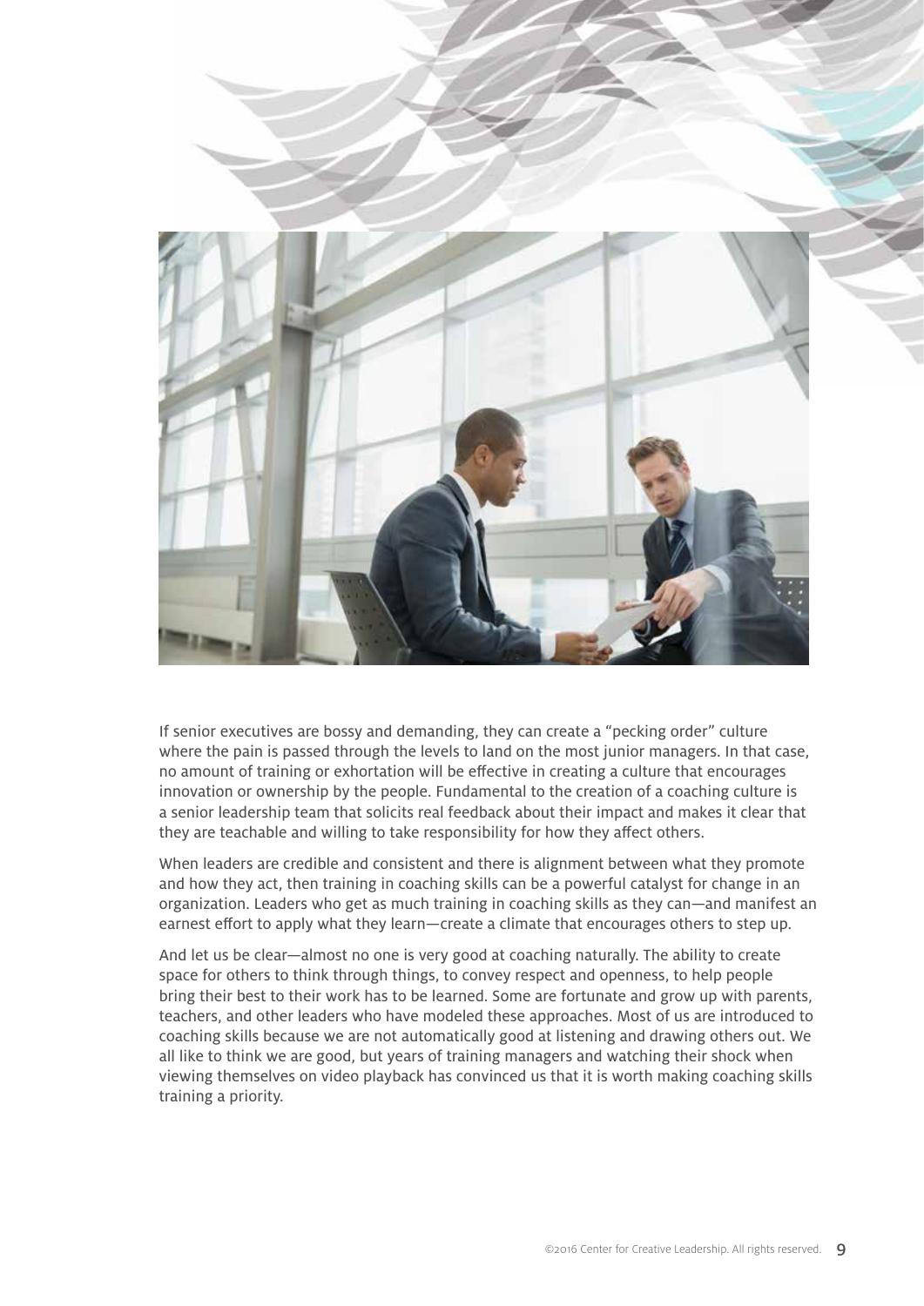If senior executives are bossy and demanding, they can create a "pecking order" culture where the pain is passed through the levels to land on the most junior managers. In that case, no amount of training or exhortation will be effective in creating a culture that encourages innovation or ownership by the people. Fundamental to the creation of a coaching culture is a senior leadership team that solicits real feedback about their impact and makes it clear that they are teachable and willing to take responsibility for how they affect others.

When leaders are credible and consistent and there is alignment between what they promote and how they act, then training in coaching skills can be a powerful catalyst for change in an organization. Leaders who get as much training in coaching skills as they can—and manifest an earnest effort to apply what they learn—create a climate that encourages others to step up.

And let us be clear—almost no one is very good at coaching naturally. The ability to create space for others to think through things, to convey respect and openness, to help people bring their best to their work has to be learned. Some are fortunate and grow up with parents, teachers, and other leaders who have modeled these approaches. Most of us are introduced to coaching skills because we are not automatically good at listening and drawing others out. We all like to think we are good, but years of training managers and watching their shock when viewing themselves on video playback has convinced us that it is worth making coaching skills training a priority.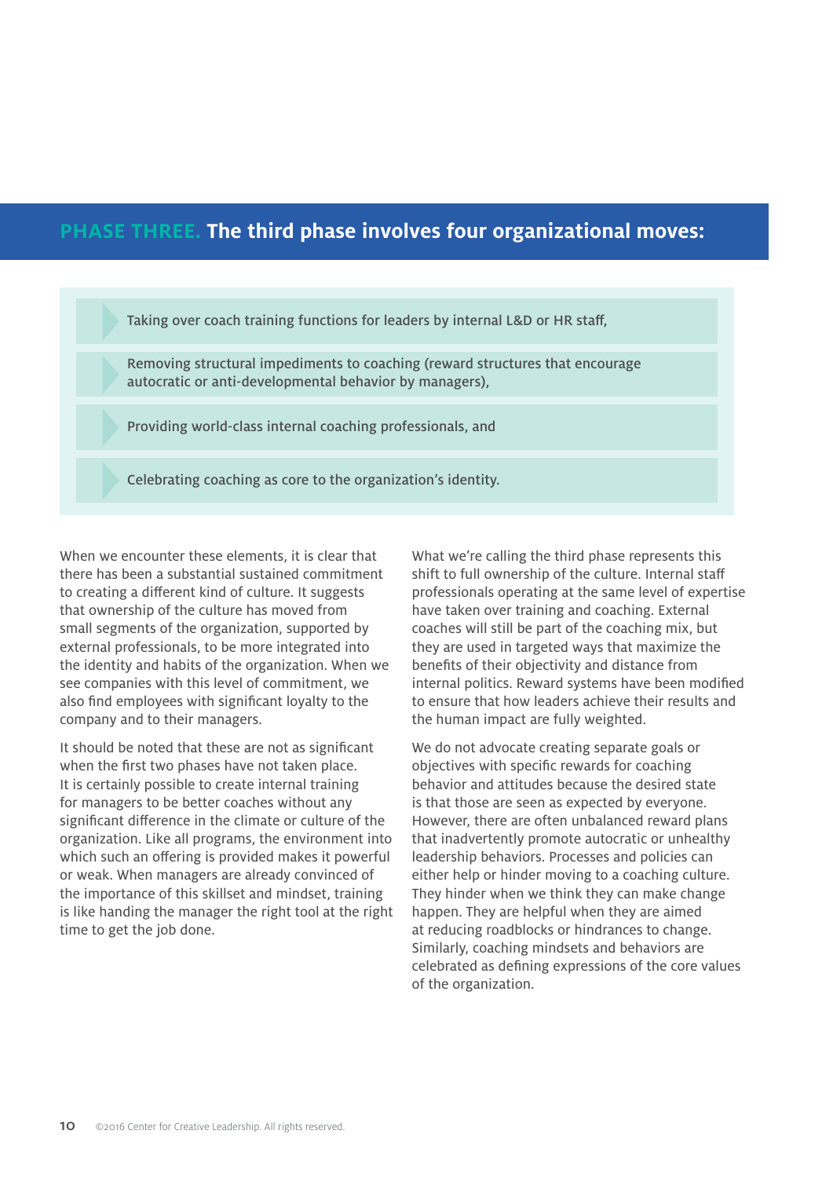## **PHASE THREE.** The third phase involves four organizational moves:

- Taking over coach training functions for leaders by internal L&D or HR staff,
- Removing structural impediments to coaching (reward structures that encourage autocratic or anti-developmental behavior by managers),
- Providing world-class internal coaching professionals, and
- Celebrating coaching as core to the organization's identity.

When we encounter these elements, it is clear that there has been a substantial sustained commitment to creating a different kind of culture. It suggests that ownership of the culture has moved from small segments of the organization, supported by external professionals, to be more integrated into the identity and habits of the organization. When we see companies with this level of commitment, we also find employees with significant loyalty to the company and to their managers.

It should be noted that these are not as significant when the first two phases have not taken place. It is certainly possible to create internal training for managers to be better coaches without any significant difference in the climate or culture of the organization. Like all programs, the environment into which such an offering is provided makes it powerful or weak. When managers are already convinced of the importance of this skillset and mindset, training is like handing the manager the right tool at the right time to get the job done.

What we're calling the third phase represents this shift to full ownership of the culture. Internal staff professionals operating at the same level of expertise have taken over training and coaching. External coaches will still be part of the coaching mix, but they are used in targeted ways that maximize the benefits of their objectivity and distance from internal politics. Reward systems have been modified to ensure that how leaders achieve their results and the human impact are fully weighted.

We do not advocate creating separate goals or objectives with specific rewards for coaching behavior and attitudes because the desired state is that those are seen as expected by everyone. However, there are often unbalanced reward plans that inadvertently promote autocratic or unhealthy leadership behaviors. Processes and policies can either help or hinder moving to a coaching culture. They hinder when we think they can make change happen. They are helpful when they are aimed at reducing roadblocks or hindrances to change. Similarly, coaching mindsets and behaviors are celebrated as defining expressions of the core values of the organization.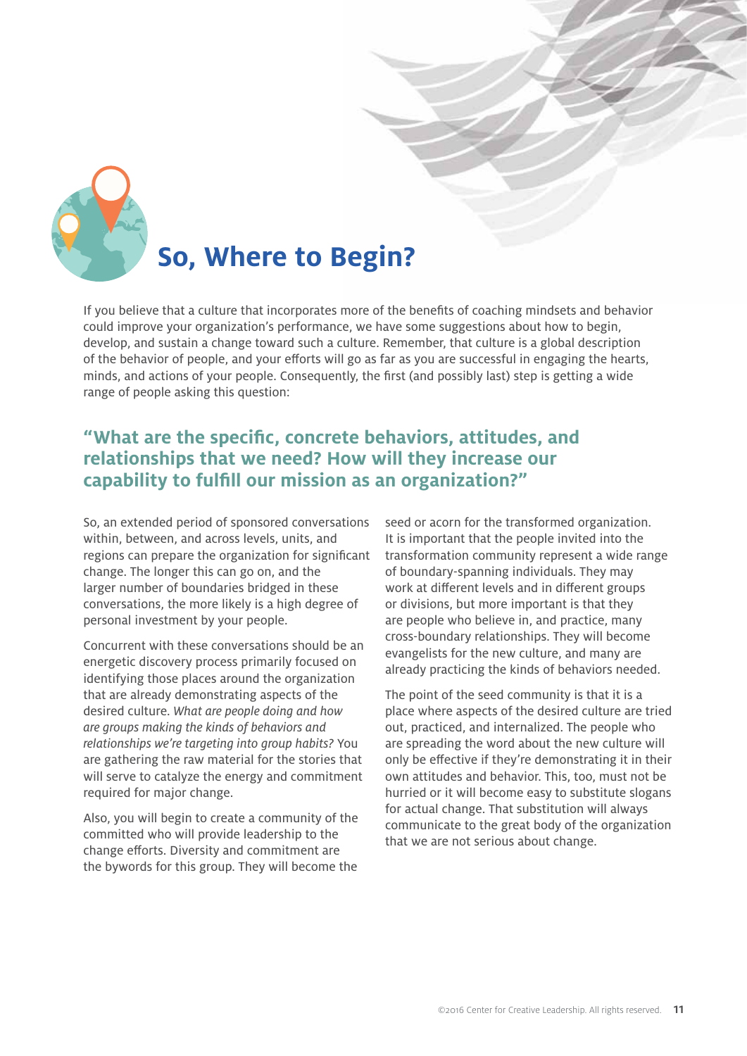## So, Where to Begin?

If you believe that a culture that incorporates more of the benefits of coaching mindsets and behavior could improve your organization's performance, we have some suggestions about how to begin, develop, and sustain a change toward such a culture. Remember, that culture is a global description of the behavior of people, and your efforts will go as far as you are successful in engaging the hearts, minds, and actions of your people. Consequently, the first (and possibly last) step is getting a wide range of people asking this question:

### "What are the specific, concrete behaviors, attitudes, and relationships that we need? How will they increase our capability to fulfill our mission as an organization?"

So, an extended period of sponsored conversations within, between, and across levels, units, and regions can prepare the organization for significant change. The longer this can go on, and the larger number of boundaries bridged in these conversations, the more likely is a high degree of personal investment by your people.

Concurrent with these conversations should be an energetic discovery process primarily focused on identifying those places around the organization that are already demonstrating aspects of the desired culture. *What are people doing and how are groups making the kinds of behaviors and relationships we're targeting into group habits?* You are gathering the raw material for the stories that will serve to catalyze the energy and commitment required for major change.

Also, you will begin to create a community of the committed who will provide leadership to the change efforts. Diversity and commitment are the bywords for this group. They will become the seed or acorn for the transformed organization. It is important that the people invited into the transformation community represent a wide range of boundary-spanning individuals. They may work at different levels and in different groups or divisions, but more important is that they are people who believe in, and practice, many cross-boundary relationships. They will become evangelists for the new culture, and many are already practicing the kinds of behaviors needed.

The point of the seed community is that it is a place where aspects of the desired culture are tried out, practiced, and internalized. The people who are spreading the word about the new culture will only be effective if they're demonstrating it in their own attitudes and behavior. This, too, must not be hurried or it will become easy to substitute slogans for actual change. That substitution will always communicate to the great body of the organization that we are not serious about change.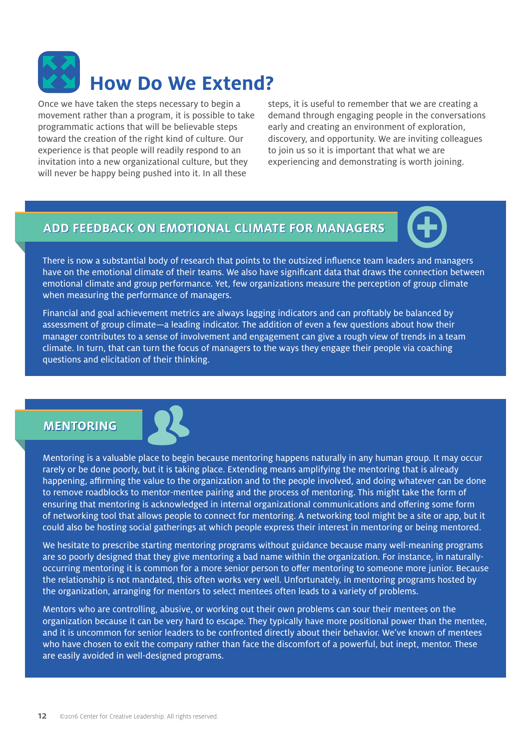# How Do We Extend?

Once we have taken the steps necessary to begin a movement rather than a program, it is possible to take programmatic actions that will be believable steps toward the creation of the right kind of culture. Our experience is that people will readily respond to an invitation into a new organizational culture, but they will never be happy being pushed into it. In all these steps, it is useful to remember that we are creating a demand through engaging people in the conversations early and creating an environment of exploration, discovery, and opportunity. We are inviting colleagues to join us so it is important that what we are experiencing and demonstrating is worth joining.

## ADD FEEDBACK ON EMOTIONAL CLIMATE FOR MANAGERS

There is now a substantial body of research that points to the outsized influence team leaders and managers have on the emotional climate of their teams. We also have significant data that draws the connection between emotional climate and group performance. Yet, few organizations measure the perception of group climate when measuring the performance of managers.

Financial and goal achievement metrics are always lagging indicators and can profitably be balanced by assessment of group climate—a leading indicator. The addition of even a few questions about how their manager contributes to a sense of involvement and engagement can give a rough view of trends in a team climate. In turn, that can turn the focus of managers to the ways they engage their people via coaching questions and elicitation of their thinking.

## MENTORING

Mentoring is a valuable place to begin because mentoring happens naturally in any human group. It may occur rarely or be done poorly, but it is taking place. Extending means amplifying the mentoring that is already happening, affirming the value to the organization and to the people involved, and doing whatever can be done to remove roadblocks to mentor-mentee pairing and the process of mentoring. This might take the form of ensuring that mentoring is acknowledged in internal organizational communications and offering some form of networking tool that allows people to connect for mentoring. A networking tool might be a site or app, but it could also be hosting social gatherings at which people express their interest in mentoring or being mentored.

We hesitate to prescribe starting mentoring programs without guidance because many well-meaning programs are so poorly designed that they give mentoring a bad name within the organization. For instance, in naturally-occurring mentoring it is common for a more senior person to offer mentoring to someone more junior. Because the relationship is not mandated, this often works very well. Unfortunately, in mentoring programs hosted by the organization, arranging for mentors to select mentees often leads to a variety of problems.

Mentors who are controlling, abusive, or working out their own problems can sour their mentees on the organization because it can be very hard to escape. They typically have more positional power than the mentee, and it is uncommon for senior leaders to be confronted directly about their behavior. We've known of mentees who have chosen to exit the company rather than face the discomfort of a powerful, but inept, mentor. These are easily avoided in well-designed programs.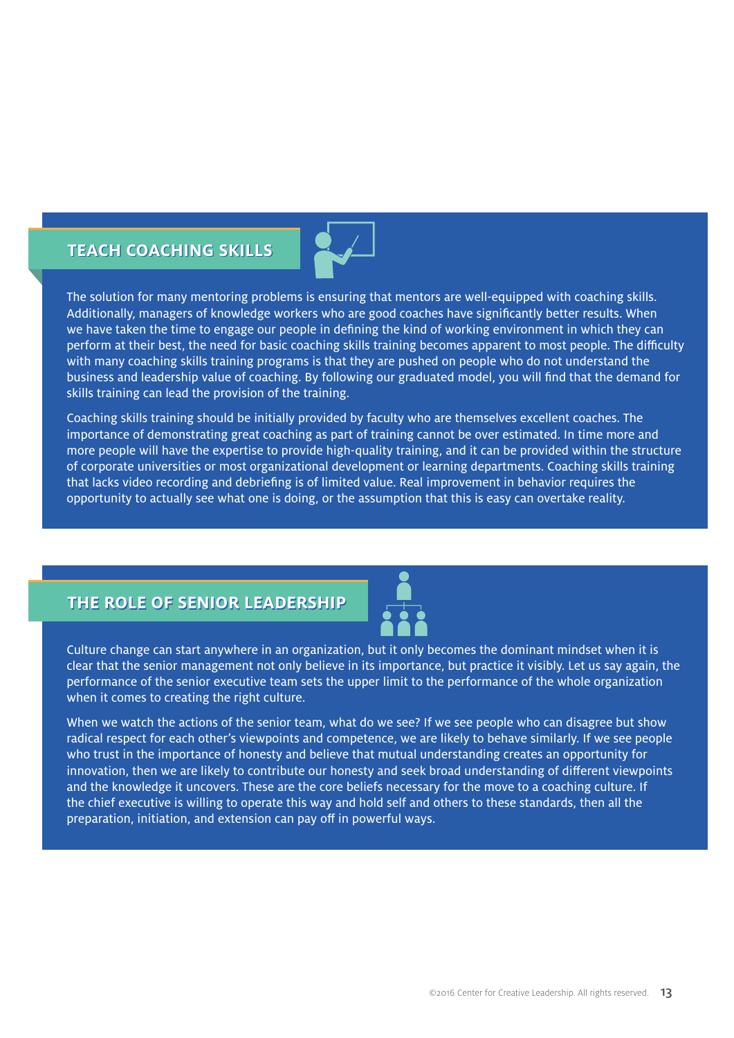## TEACH COACHING SKILLS

The solution for many mentoring problems is ensuring that mentors are well-equipped with coaching skills. Additionally, managers of knowledge workers who are good coaches have significantly better results. When we have taken the time to engage our people in defining the kind of working environment in which they can perform at their best, the need for basic coaching skills training becomes apparent to most people. The difficulty with many coaching skills training programs is that they are pushed on people who do not understand the business and leadership value of coaching. By following our graduated model, you will find that the demand for skills training can lead the provision of the training.

Coaching skills training should be initially provided by faculty who are themselves excellent coaches. The importance of demonstrating great coaching as part of training cannot be over estimated. In time more and more people will have the expertise to provide high-quality training, and it can be provided within the structure of corporate universities or most organizational development or learning departments. Coaching skills training that lacks video recording and debriefing is of limited value. Real improvement in behavior requires the opportunity to actually see what one is doing, or the assumption that this is easy can overtake reality.

## THE ROLE OF SENIOR LEADERSHIP

Culture change can start anywhere in an organization, but it only becomes the dominant mindset when it is clear that the senior management not only believe in its importance, but practice it visibly. Let us say again, the performance of the senior executive team sets the upper limit to the performance of the whole organization when it comes to creating the right culture.

When we watch the actions of the senior team, what do we see? If we see people who can disagree but show radical respect for each other's viewpoints and competence, we are likely to behave similarly. If we see people who trust in the importance of honesty and believe that mutual understanding creates an opportunity for innovation, then we are likely to contribute our honesty and seek broad understanding of different viewpoints and the knowledge it uncovers. These are the core beliefs necessary for the move to a coaching culture. If the chief executive is willing to operate this way and hold self and others to these standards, then all the preparation, initiation, and extension can pay off in powerful ways.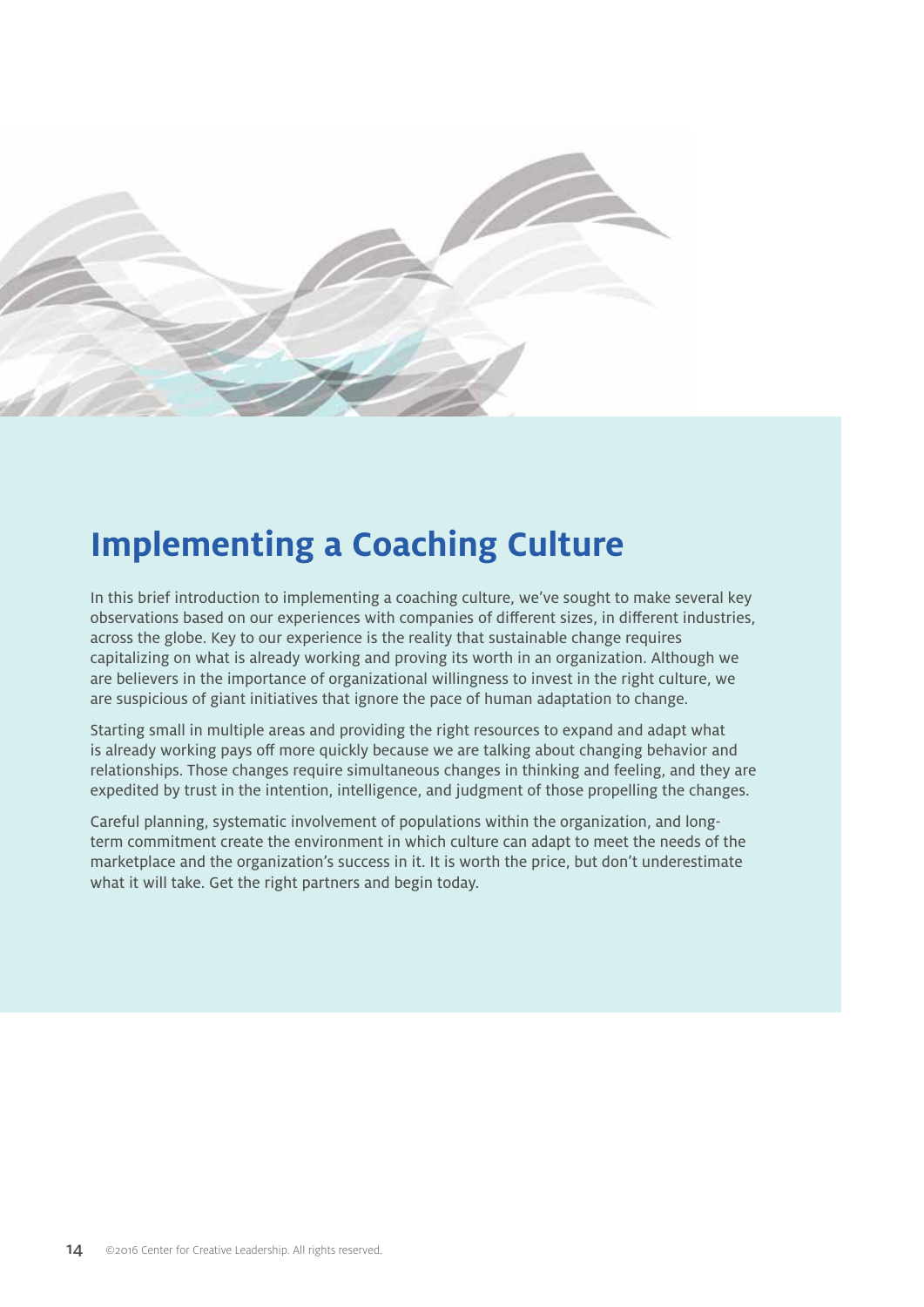# Implementing a Coaching Culture

In this brief introduction to implementing a coaching culture, we've sought to make several key observations based on our experiences with companies of different sizes, in different industries, across the globe. Key to our experience is the reality that sustainable change requires capitalizing on what is already working and proving its worth in an organization. Although we are believers in the importance of organizational willingness to invest in the right culture, we are suspicious of giant initiatives that ignore the pace of human adaptation to change.

Starting small in multiple areas and providing the right resources to expand and adapt what is already working pays off more quickly because we are talking about changing behavior and relationships. Those changes require simultaneous changes in thinking and feeling, and they are expedited by trust in the intention, intelligence, and judgment of those propelling the changes.

Careful planning, systematic involvement of populations within the organization, and long-term commitment create the environment in which culture can adapt to meet the needs of the marketplace and the organization's success in it. It is worth the price, but don't underestimate what it will take. Get the right partners and begin today.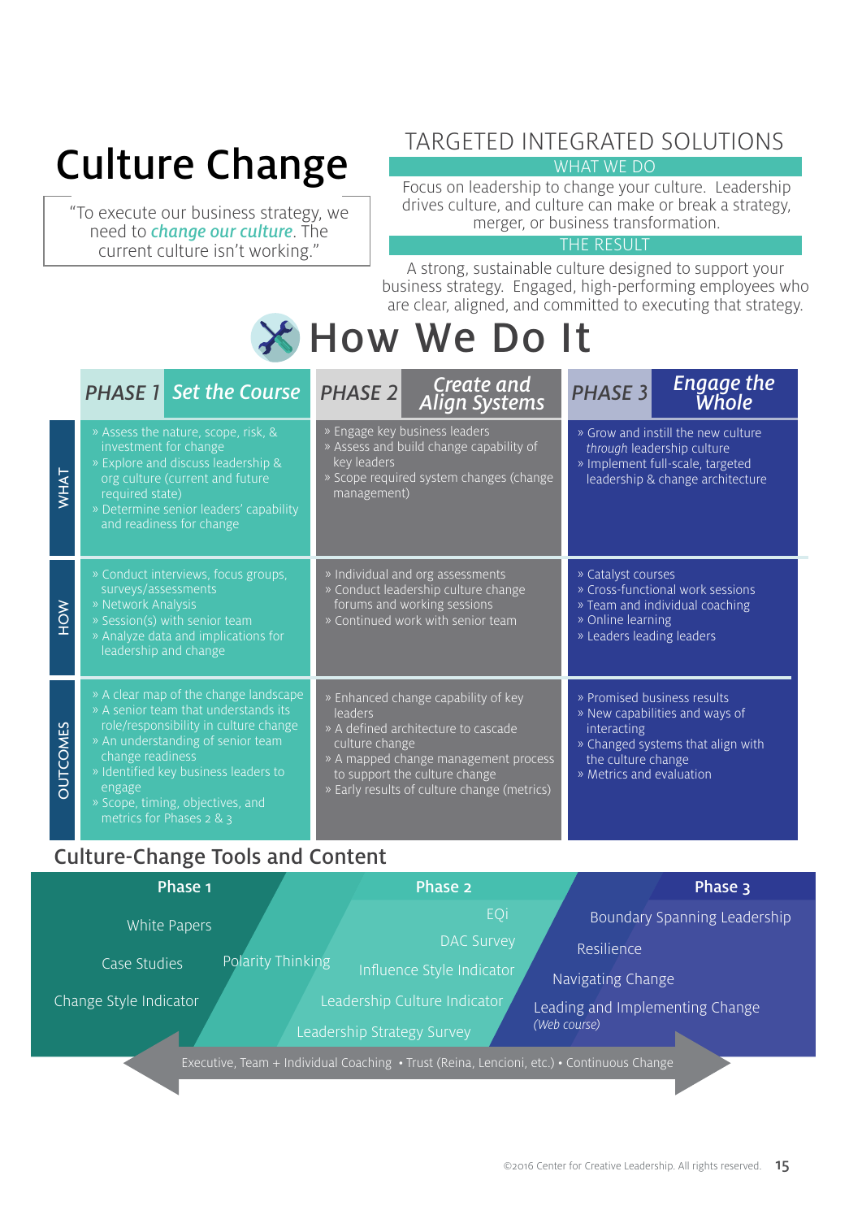# Culture Change

> "To execute our business strategy, we need to *change our culture*. The current culture isn't working."

## TARGETED INTEGRATED SOLUTIONS

### WHAT WE DO

Focus on leadership to change your culture. Leadership drives culture, and culture can make or break a strategy, merger, or business transformation.

### THE RESULT

A strong, sustainable culture designed to support your business strategy. Engaged, high-performing employees who are clear, aligned, and committed to executing that strategy.

## How We Do It

| | PHASE 1 *Set the Course* | PHASE 2 *Create and Align Systems* | PHASE 3 *Engage the Whole* |
|---|---|---|---|
| **WHAT** | » Assess the nature, scope, risk, & investment for change<br>» Explore and discuss leadership & org culture (current and future required state)<br>» Determine senior leaders' capability and readiness for change | » Engage key business leaders<br>» Assess and build change capability of key leaders<br>» Scope required system changes (change management) | » Grow and instill the new culture *through* leadership culture<br>» Implement full-scale, targeted leadership & change architecture |
| **HOW** | » Conduct interviews, focus groups, surveys/assessments<br>» Network Analysis<br>» Session(s) with senior team<br>» Analyze data and implications for leadership and change | » Individual and org assessments<br>» Conduct leadership culture change forums and working sessions<br>» Continued work with senior team | » Catalyst courses<br>» Cross-functional work sessions<br>» Team and individual coaching<br>» Online learning<br>» Leaders leading leaders |
| **OUTCOMES** | » A clear map of the change landscape<br>» A senior team that understands its role/responsibility in culture change<br>» An understanding of senior team change readiness<br>» Identified key business leaders to engage<br>» Scope, timing, objectives, and metrics for Phases 2 & 3 | » Enhanced change capability of key leaders<br>» A defined architecture to cascade culture change<br>» A mapped change management process to support the culture change<br>» Early results of culture change (metrics) | » Promised business results<br>» New capabilities and ways of interacting<br>» Changed systems that align with the culture change<br>» Metrics and evaluation |

## Culture-Change Tools and Content

| Phase 1 | Phase 2 | Phase 3 |
|---|---|---|
| White Papers<br>Case Studies<br>Change Style Indicator<br>Polarity Thinking | EQi<br>DAC Survey<br>Influence Style Indicator<br>Leadership Culture Indicator<br>Leadership Strategy Survey | Boundary Spanning Leadership<br>Resilience<br>Navigating Change<br>Leading and Implementing Change *(Web course)* |

Executive, Team + Individual Coaching • Trust (Reina, Lencioni, etc.) • Continuous Change

©2016 Center for Creative Leadership. All rights reserved.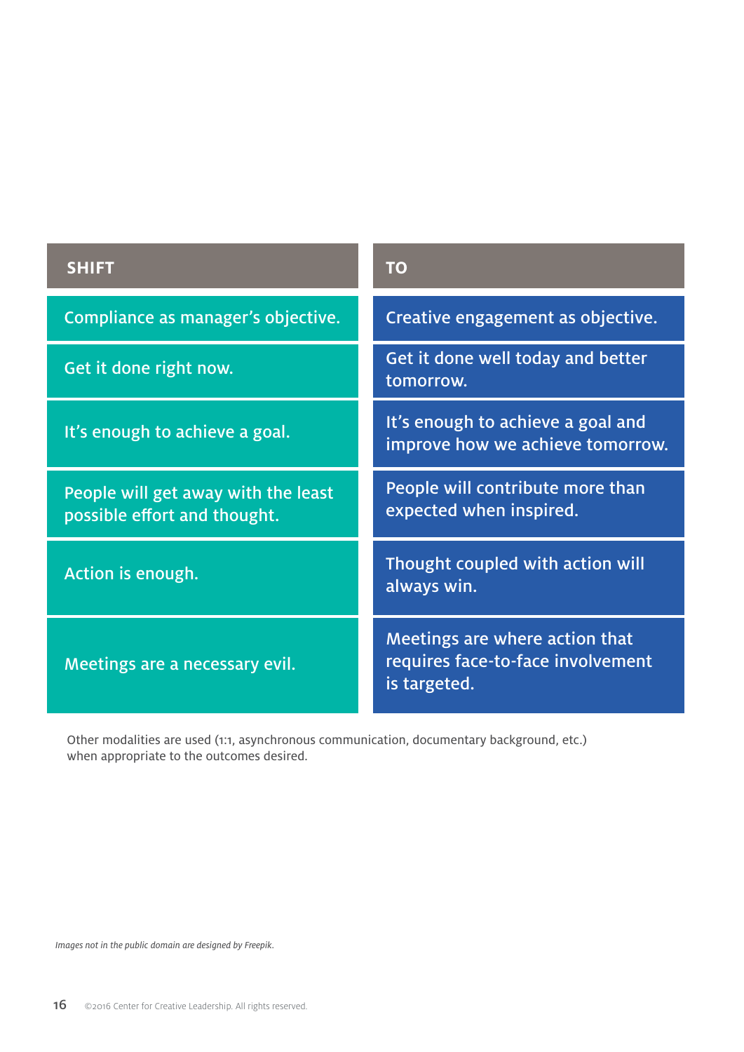| SHIFT | TO |
| --- | --- |
| Compliance as manager's objective. | Creative engagement as objective. |
| Get it done right now. | Get it done well today and better tomorrow. |
| It's enough to achieve a goal. | It's enough to achieve a goal and improve how we achieve tomorrow. |
| People will get away with the least possible effort and thought. | People will contribute more than expected when inspired. |
| Action is enough. | Thought coupled with action will always win. |
| Meetings are a necessary evil. | Meetings are where action that requires face-to-face involvement is targeted. |

Other modalities are used (1:1, asynchronous communication, documentary background, etc.) when appropriate to the outcomes desired.

*Images not in the public domain are designed by Freepik.*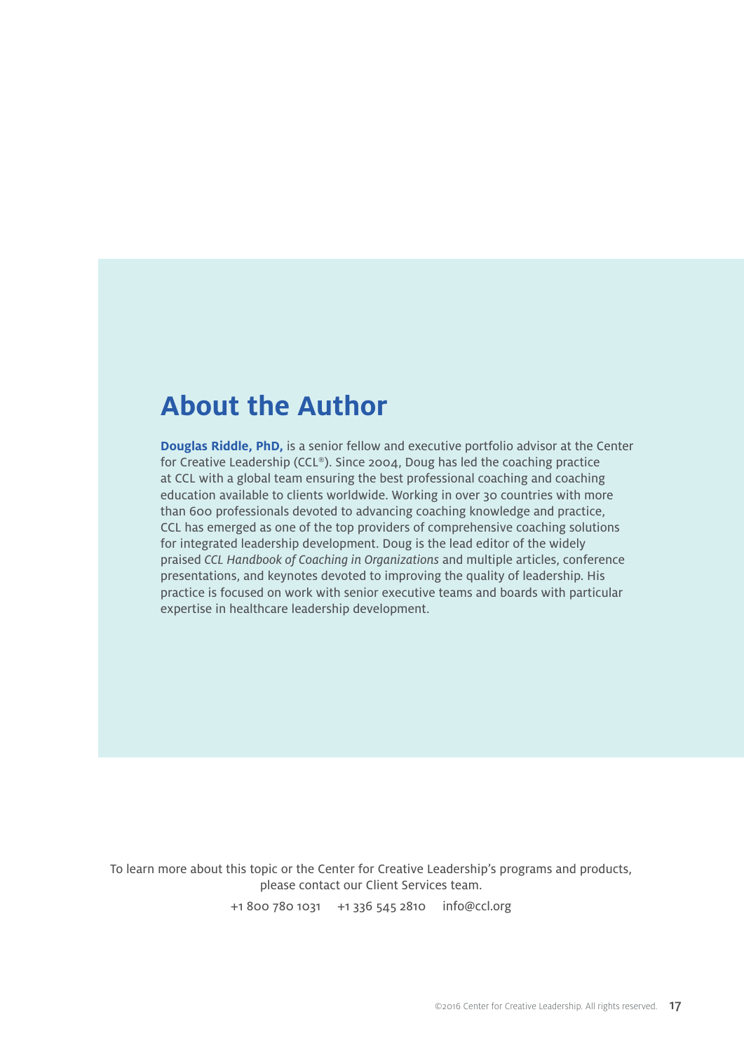## About the Author

**Douglas Riddle, PhD,** is a senior fellow and executive portfolio advisor at the Center for Creative Leadership (CCL®). Since 2004, Doug has led the coaching practice at CCL with a global team ensuring the best professional coaching and coaching education available to clients worldwide. Working in over 30 countries with more than 600 professionals devoted to advancing coaching knowledge and practice, CCL has emerged as one of the top providers of comprehensive coaching solutions for integrated leadership development. Doug is the lead editor of the widely praised *CCL Handbook of Coaching in Organizations* and multiple articles, conference presentations, and keynotes devoted to improving the quality of leadership. His practice is focused on work with senior executive teams and boards with particular expertise in healthcare leadership development.

To learn more about this topic or the Center for Creative Leadership's programs and products, please contact our Client Services team.

+1 800 780 1031 +1 336 545 2810 info@ccl.org

©2016 Center for Creative Leadership. All rights reserved.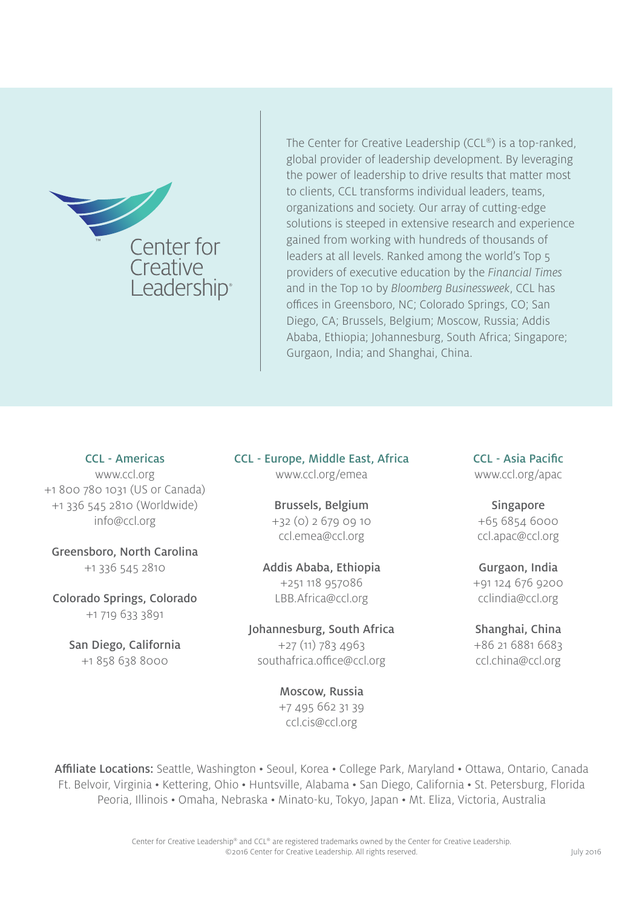Center for Creative Leadership™

The Center for Creative Leadership (CCL®) is a top-ranked, global provider of leadership development. By leveraging the power of leadership to drive results that matter most to clients, CCL transforms individual leaders, teams, organizations and society. Our array of cutting-edge solutions is steeped in extensive research and experience gained from working with hundreds of thousands of leaders at all levels. Ranked among the world's Top 5 providers of executive education by the *Financial Times* and in the Top 10 by *Bloomberg Businessweek*, CCL has offices in Greensboro, NC; Colorado Springs, CO; San Diego, CA; Brussels, Belgium; Moscow, Russia; Addis Ababa, Ethiopia; Johannesburg, South Africa; Singapore; Gurgaon, India; and Shanghai, China.

**CCL - Americas**
www.ccl.org
+1 800 780 1031 (US or Canada)
+1 336 545 2810 (Worldwide)
info@ccl.org

**Greensboro, North Carolina**
+1 336 545 2810

**Colorado Springs, Colorado**
+1 719 633 3891

**San Diego, California**
+1 858 638 8000

**CCL - Europe, Middle East, Africa**
www.ccl.org/emea

**Brussels, Belgium**
+32 (0) 2 679 09 10
ccl.emea@ccl.org

**Addis Ababa, Ethiopia**
+251 118 957086
LBB.Africa@ccl.org

**Johannesburg, South Africa**
+27 (11) 783 4963
southafrica.office@ccl.org

**Moscow, Russia**
+7 495 662 31 39
ccl.cis@ccl.org

**CCL - Asia Pacific**
www.ccl.org/apac

**Singapore**
+65 6854 6000
ccl.apac@ccl.org

**Gurgaon, India**
+91 124 676 9200
cclindia@ccl.org

**Shanghai, China**
+86 21 6881 6683
ccl.china@ccl.org

**Affiliate Locations:** Seattle, Washington • Seoul, Korea • College Park, Maryland • Ottawa, Ontario, Canada
Ft. Belvoir, Virginia • Kettering, Ohio • Huntsville, Alabama • San Diego, California • St. Petersburg, Florida
Peoria, Illinois • Omaha, Nebraska • Minato-ku, Tokyo, Japan • Mt. Eliza, Victoria, Australia

Center for Creative Leadership® and CCL® are registered trademarks owned by the Center for Creative Leadership.
©2016 Center for Creative Leadership. All rights reserved.

July 2016